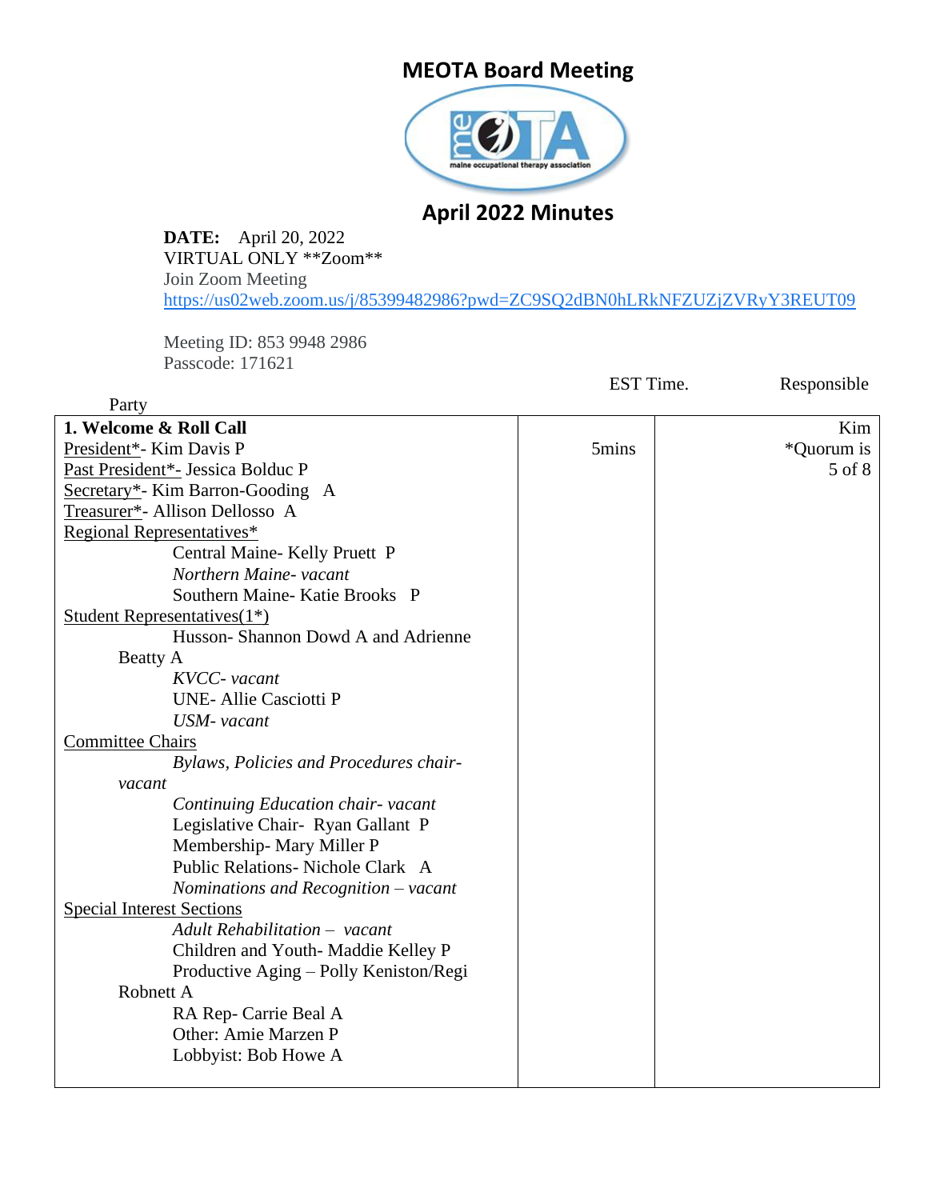# MEOTA Board Meeting

## April 2022 Minutes

**DATE:** April 20, 2022
VIRTUAL ONLY **Zoom**
Join Zoom Meeting
https://us02web.zoom.us/j/85399482986?pwd=ZC9SQ2dBN0hLRkNFZUZjZVRyY3REUT09

Meeting ID: 853 9948 2986
Passcode: 171621

| | EST Time. | Responsible Party |
|---|---|---|
| **1. Welcome & Roll Call**<br>President*- Kim Davis P<br>Past President*- Jessica Bolduc P<br>Secretary*- Kim Barron-Gooding A<br>Treasurer*- Allison Dellosso A<br>Regional Representatives*<br>Central Maine- Kelly Pruett P<br>*Northern Maine- vacant*<br>Southern Maine- Katie Brooks P<br>Student Representatives(1*)<br>Husson- Shannon Dowd A and Adrienne Beatty A<br>*KVCC- vacant*<br>UNE- Allie Casciotti P<br>*USM- vacant*<br>Committee Chairs<br>*Bylaws, Policies and Procedures chair- vacant*<br>*Continuing Education chair- vacant*<br>Legislative Chair- Ryan Gallant P<br>Membership- Mary Miller P<br>Public Relations- Nichole Clark A<br>*Nominations and Recognition – vacant*<br>Special Interest Sections<br>*Adult Rehabilitation – vacant*<br>Children and Youth- Maddie Kelley P<br>Productive Aging – Polly Keniston/Regi Robnett A<br>RA Rep- Carrie Beal A<br>Other: Amie Marzen P<br>Lobbyist: Bob Howe A | 5mins | Kim<br>*Quorum is 5 of 8 |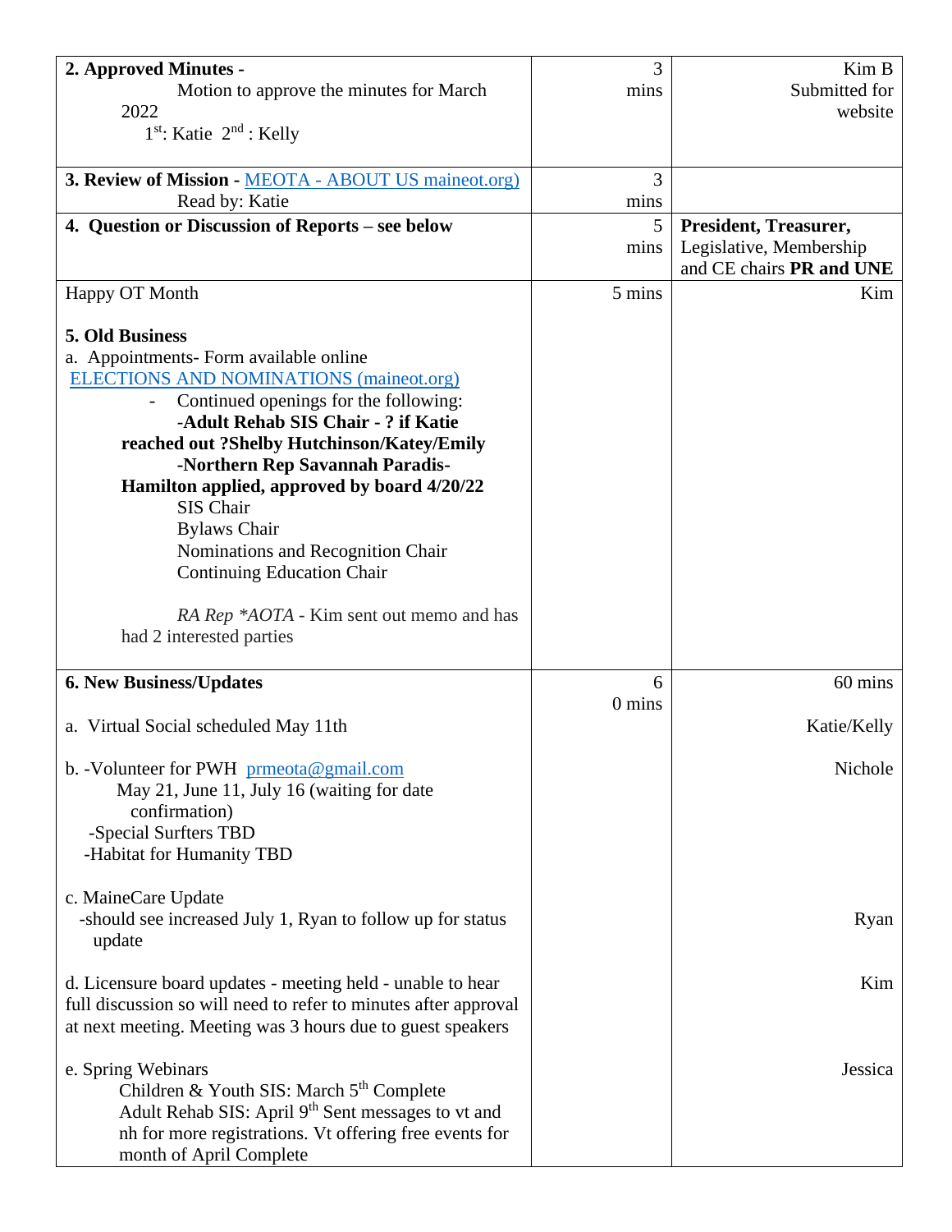| | | |
|---|---|---|
| **2. Approved Minutes -** Motion to approve the minutes for March 2022 1st: Katie 2nd : Kelly | 3 mins | Kim B Submitted for website |
| **3. Review of Mission -** [MEOTA - ABOUT US maineot.org)](maineot.org) Read by: Katie | 3 mins | |
| **4. Question or Discussion of Reports – see below** | 5 mins | **President, Treasurer,** Legislative, Membership and CE chairs **PR and UNE** |
| Happy OT Month<br><br>**5. Old Business**<br>a. Appointments- Form available online [ELECTIONS AND NOMINATIONS (maineot.org)](maineot.org)<br>- Continued openings for the following:<br>**-Adult Rehab SIS Chair - ? if Katie reached out ?Shelby Hutchinson/Katey/Emily**<br>**-Northern Rep Savannah Paradis-Hamilton applied, approved by board 4/20/22**<br>SIS Chair<br>Bylaws Chair<br>Nominations and Recognition Chair<br>Continuing Education Chair<br><br>*RA Rep \*AOTA* - Kim sent out memo and has had 2 interested parties | 5 mins | Kim |
| **6. New Business/Updates**<br><br>a. Virtual Social scheduled May 11th<br><br>b. -Volunteer for PWH [prmeota@gmail.com](mailto:prmeota@gmail.com) May 21, June 11, July 16 (waiting for date confirmation)<br>-Special Surfters TBD<br>-Habitat for Humanity TBD<br><br>c. MaineCare Update<br>-should see increased July 1, Ryan to follow up for status update<br><br>d. Licensure board updates - meeting held - unable to hear full discussion so will need to refer to minutes after approval at next meeting. Meeting was 3 hours due to guest speakers<br><br>e. Spring Webinars<br>Children & Youth SIS: March 5th Complete<br>Adult Rehab SIS: April 9th Sent messages to vt and nh for more registrations. Vt offering free events for month of April Complete | 60 mins | 60 mins<br><br>Katie/Kelly<br><br>Nichole<br><br><br><br><br>Ryan<br><br><br>Kim<br><br><br>Jessica |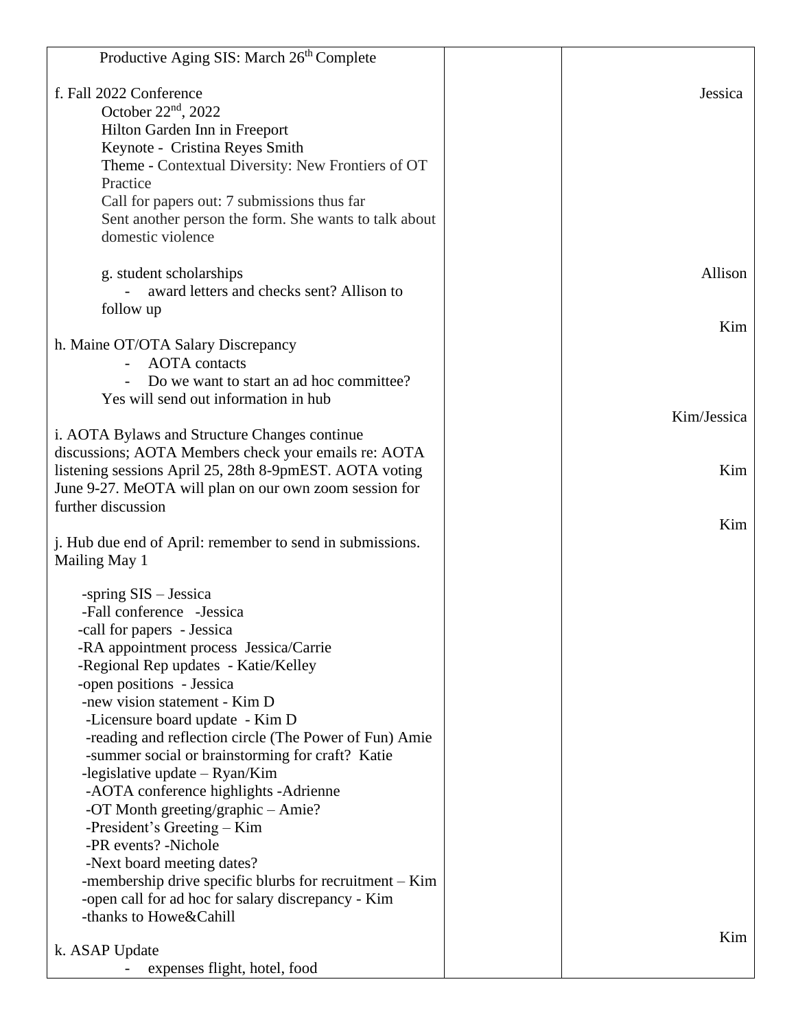| | | |
|---|---|---|
| Productive Aging SIS: March 26th Complete<br><br>f. Fall 2022 Conference<br>October 22nd, 2022<br>Hilton Garden Inn in Freeport<br>Keynote - Cristina Reyes Smith<br>Theme - Contextual Diversity: New Frontiers of OT Practice<br>Call for papers out: 7 submissions thus far<br>Sent another person the form. She wants to talk about domestic violence<br><br>g. student scholarships<br>- award letters and checks sent? Allison to follow up<br><br>h. Maine OT/OTA Salary Discrepancy<br>- AOTA contacts<br>- Do we want to start an ad hoc committee?<br>Yes will send out information in hub<br><br>i. AOTA Bylaws and Structure Changes continue discussions; AOTA Members check your emails re: AOTA listening sessions April 25, 28th 8-9pmEST. AOTA voting June 9-27. MeOTA will plan on our own zoom session for further discussion<br><br>j. Hub due end of April: remember to send in submissions. Mailing May 1<br><br>-spring SIS – Jessica<br>-Fall conference -Jessica<br>-call for papers - Jessica<br>-RA appointment process Jessica/Carrie<br>-Regional Rep updates - Katie/Kelley<br>-open positions - Jessica<br>-new vision statement - Kim D<br>-Licensure board update - Kim D<br>-reading and reflection circle (The Power of Fun) Amie<br>-summer social or brainstorming for craft? Katie<br>-legislative update – Ryan/Kim<br>-AOTA conference highlights -Adrienne<br>-OT Month greeting/graphic – Amie?<br>-President's Greeting – Kim<br>-PR events? -Nichole<br>-Next board meeting dates?<br>-membership drive specific blurbs for recruitment – Kim<br>-open call for ad hoc for salary discrepancy - Kim<br>-thanks to Howe&Cahill<br><br>k. ASAP Update<br>- expenses flight, hotel, food | | Jessica<br><br>Allison<br><br>Kim<br><br>Kim/Jessica<br><br>Kim<br><br>Kim<br><br>Kim |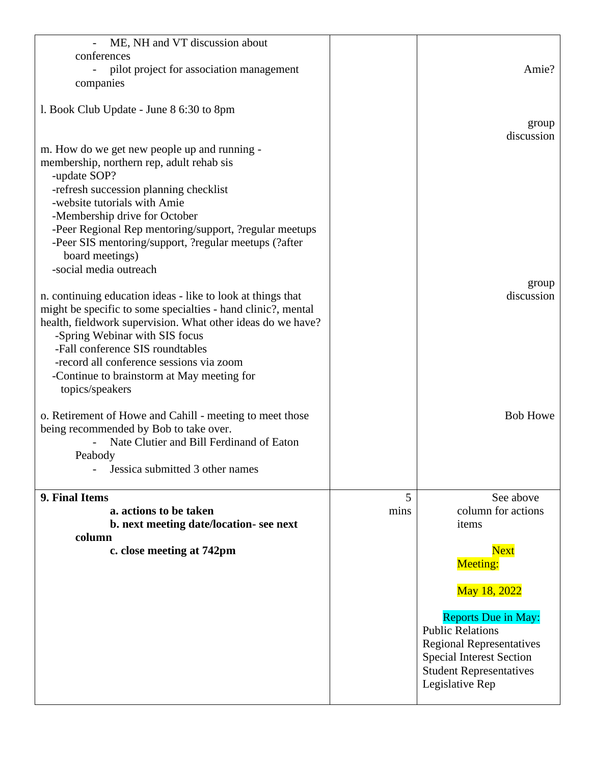| | | |
|---|---|---|
| - ME, NH and VT discussion about conferences<br>- pilot project for association management companies<br><br>l. Book Club Update - June 8 6:30 to 8pm<br><br>m. How do we get new people up and running - membership, northern rep, adult rehab sis<br>-update SOP?<br>-refresh succession planning checklist<br>-website tutorials with Amie<br>-Membership drive for October<br>-Peer Regional Rep mentoring/support, ?regular meetups<br>-Peer SIS mentoring/support, ?regular meetups (?after board meetings)<br>-social media outreach<br><br>n. continuing education ideas - like to look at things that might be specific to some specialties - hand clinic?, mental health, fieldwork supervision. What other ideas do we have?<br>-Spring Webinar with SIS focus<br>-Fall conference SIS roundtables<br>-record all conference sessions via zoom<br>-Continue to brainstorm at May meeting for topics/speakers<br><br>o. Retirement of Howe and Cahill - meeting to meet those being recommended by Bob to take over.<br>- Nate Clutier and Bill Ferdinand of Eaton Peabody<br>- Jessica submitted 3 other names | | Amie?<br><br>group discussion<br><br>group discussion<br><br>Bob Howe |
| **9. Final Items**<br>**a. actions to be taken**<br>**b. next meeting date/location- see next column**<br>**c. close meeting at 742pm** | 5 mins | See above column for actions items<br><br>Next Meeting:<br><br>May 18, 2022<br><br>Reports Due in May:<br>Public Relations<br>Regional Representatives<br>Special Interest Section<br>Student Representatives<br>Legislative Rep |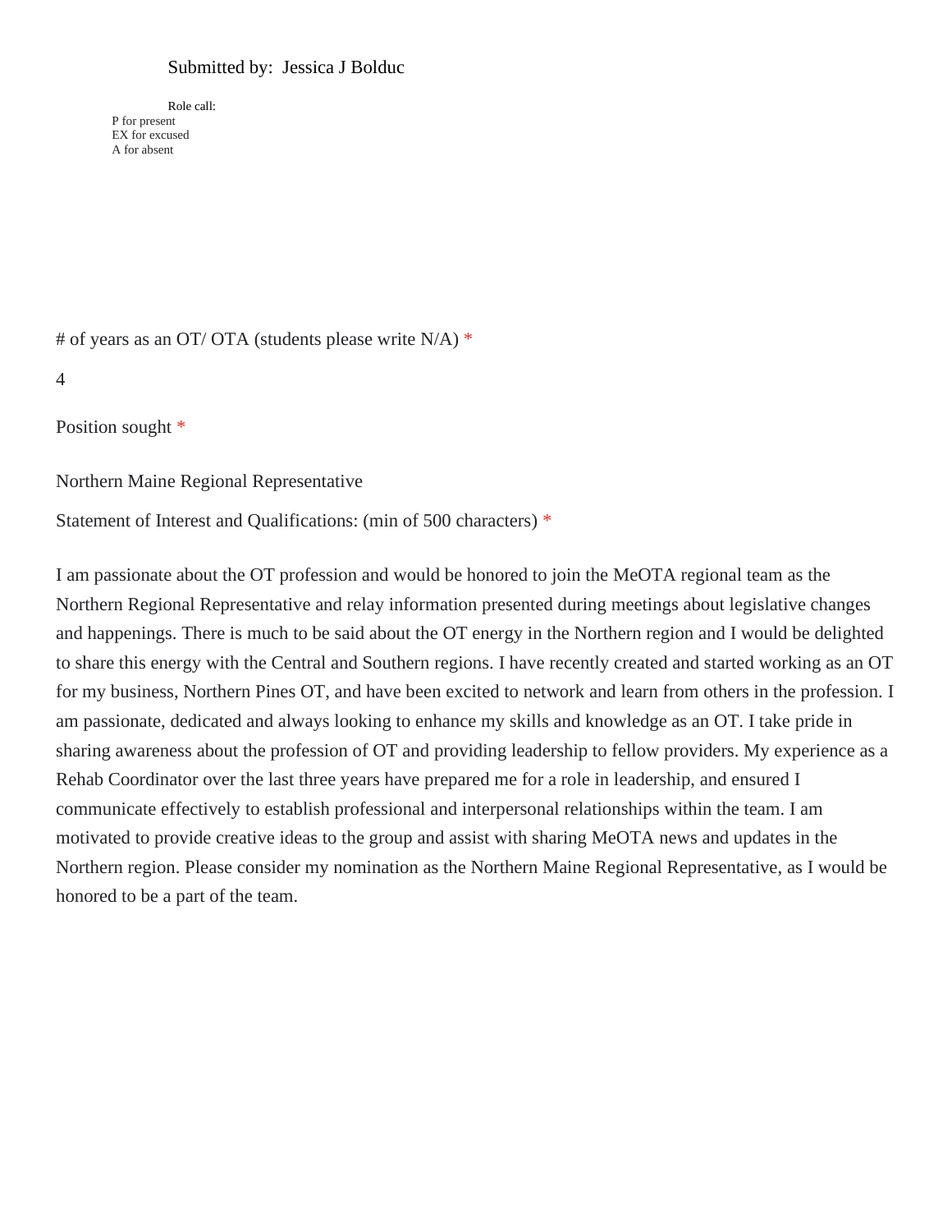Submitted by:  Jessica J Bolduc

Role call:
P for present
EX for excused
A for absent

# of years as an OT/ OTA (students please write N/A) *

4

Position sought *

Northern Maine Regional Representative

Statement of Interest and Qualifications: (min of 500 characters) *

I am passionate about the OT profession and would be honored to join the MeOTA regional team as the Northern Regional Representative and relay information presented during meetings about legislative changes and happenings. There is much to be said about the OT energy in the Northern region and I would be delighted to share this energy with the Central and Southern regions. I have recently created and started working as an OT for my business, Northern Pines OT, and have been excited to network and learn from others in the profession. I am passionate, dedicated and always looking to enhance my skills and knowledge as an OT. I take pride in sharing awareness about the profession of OT and providing leadership to fellow providers. My experience as a Rehab Coordinator over the last three years have prepared me for a role in leadership, and ensured I communicate effectively to establish professional and interpersonal relationships within the team. I am motivated to provide creative ideas to the group and assist with sharing MeOTA news and updates in the Northern region. Please consider my nomination as the Northern Maine Regional Representative, as I would be honored to be a part of the team.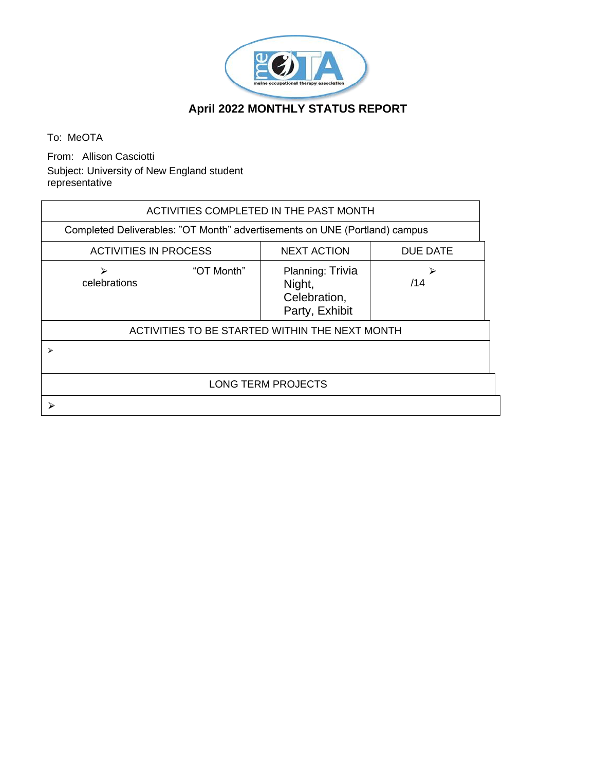maine occupational therapy association

## April 2022 MONTHLY STATUS REPORT

To: MeOTA

From: Allison Casciotti

Subject: University of New England student representative

| ACTIVITIES COMPLETED IN THE PAST MONTH | | |
|---|---|---|
| Completed Deliverables: "OT Month" advertisements on UNE (Portland) campus | | |
| **ACTIVITIES IN PROCESS** | **NEXT ACTION** | **DUE DATE** |
| ➢ "OT Month" celebrations | Planning: Trivia Night, Celebration, Party, Exhibit | ➢ /14 |
| **ACTIVITIES TO BE STARTED WITHIN THE NEXT MONTH** | | |
| ➢ | | |
| **LONG TERM PROJECTS** | | |
| ➢ | | |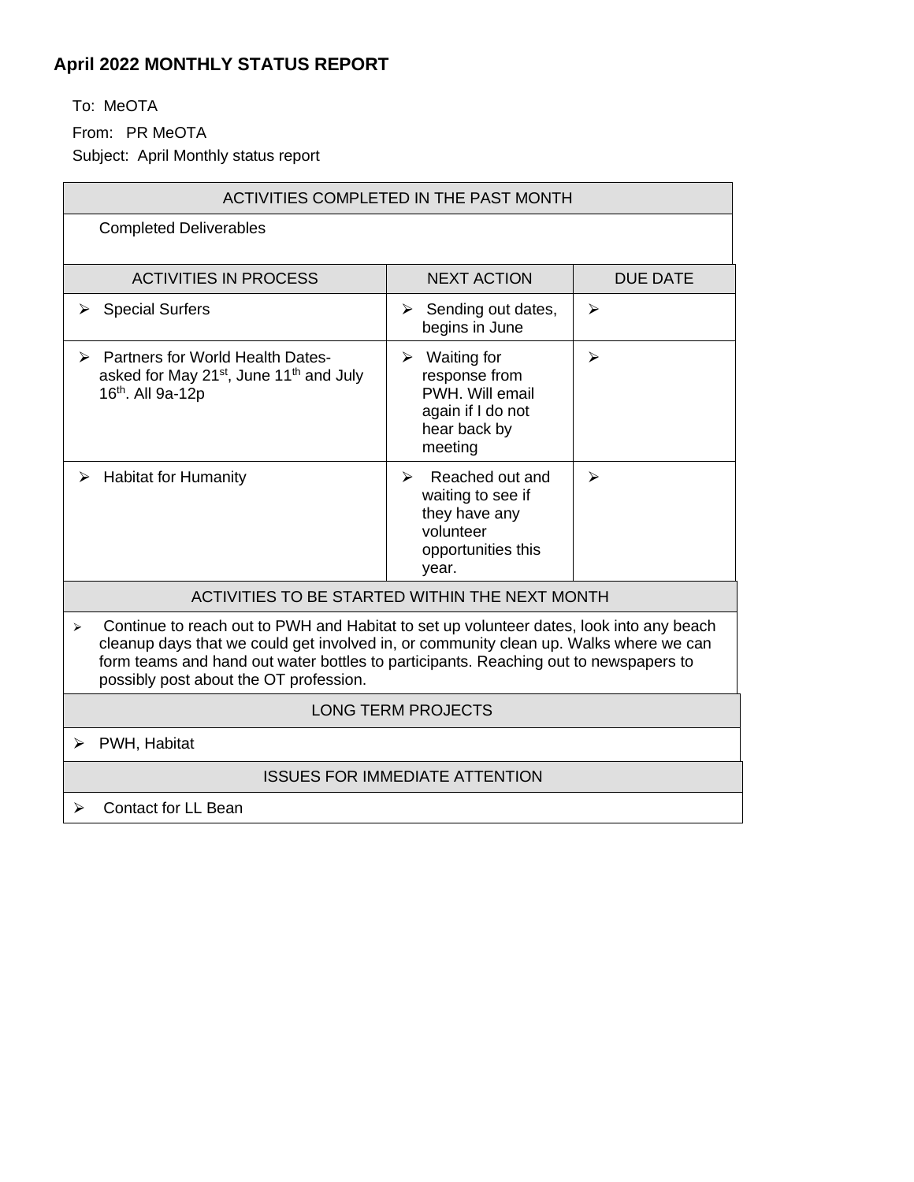## April 2022 MONTHLY STATUS REPORT

To: MeOTA

From: PR MeOTA

Subject: April Monthly status report

| ACTIVITIES COMPLETED IN THE PAST MONTH | | |
|---|---|---|
| Completed Deliverables | | |
| **ACTIVITIES IN PROCESS** | **NEXT ACTION** | **DUE DATE** |
| ➢ Special Surfers | ➢ Sending out dates, begins in June | ➢ |
| ➢ Partners for World Health Dates- asked for May 21st, June 11th and July 16th. All 9a-12p | ➢ Waiting for response from PWH. Will email again if I do not hear back by meeting | ➢ |
| ➢ Habitat for Humanity | ➢ Reached out and waiting to see if they have any volunteer opportunities this year. | ➢ |
| **ACTIVITIES TO BE STARTED WITHIN THE NEXT MONTH** | | |
| ➢ Continue to reach out to PWH and Habitat to set up volunteer dates, look into any beach cleanup days that we could get involved in, or community clean up. Walks where we can form teams and hand out water bottles to participants. Reaching out to newspapers to possibly post about the OT profession. | | |
| **LONG TERM PROJECTS** | | |
| ➢ PWH, Habitat | | |
| **ISSUES FOR IMMEDIATE ATTENTION** | | |
| ➢ Contact for LL Bean | | |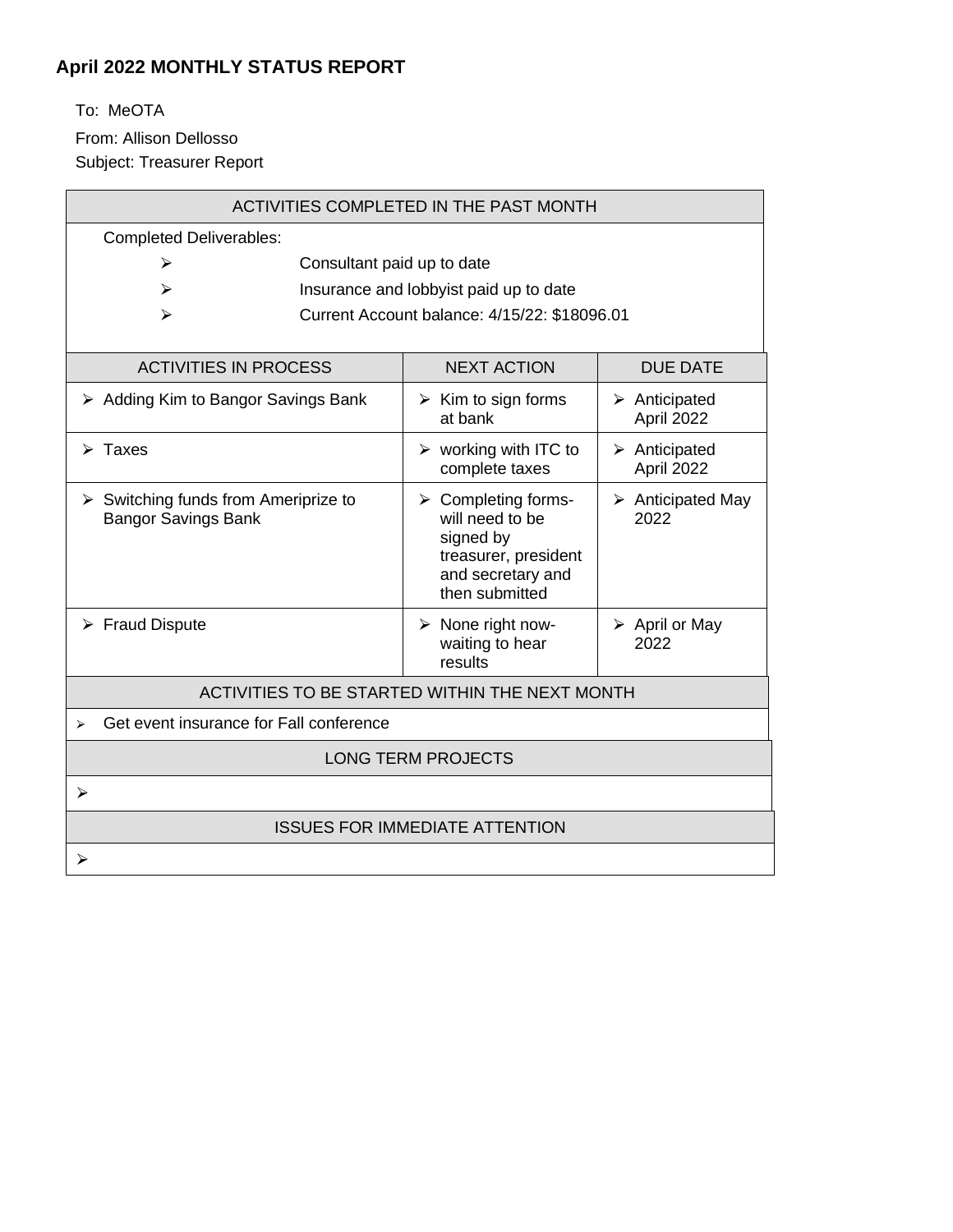## April 2022 MONTHLY STATUS REPORT

To: MeOTA

From: Allison Dellosso

Subject: Treasurer Report

| ACTIVITIES COMPLETED IN THE PAST MONTH | | |
|---|---|---|
| Completed Deliverables:<br>➢ Consultant paid up to date<br>➢ Insurance and lobbyist paid up to date<br>➢ Current Account balance: 4/15/22: $18096.01 | | |
| **ACTIVITIES IN PROCESS** | **NEXT ACTION** | **DUE DATE** |
| ➢ Adding Kim to Bangor Savings Bank | ➢ Kim to sign forms at bank | ➢ Anticipated April 2022 |
| ➢ Taxes | ➢ working with ITC to complete taxes | ➢ Anticipated April 2022 |
| ➢ Switching funds from Ameriprize to Bangor Savings Bank | ➢ Completing forms- will need to be signed by treasurer, president and secretary and then submitted | ➢ Anticipated May 2022 |
| ➢ Fraud Dispute | ➢ None right now- waiting to hear results | ➢ April or May 2022 |
| **ACTIVITIES TO BE STARTED WITHIN THE NEXT MONTH** | | |
| ➢ Get event insurance for Fall conference | | |
| **LONG TERM PROJECTS** | | |
| ➢ | | |
| **ISSUES FOR IMMEDIATE ATTENTION** | | |
| ➢ | | |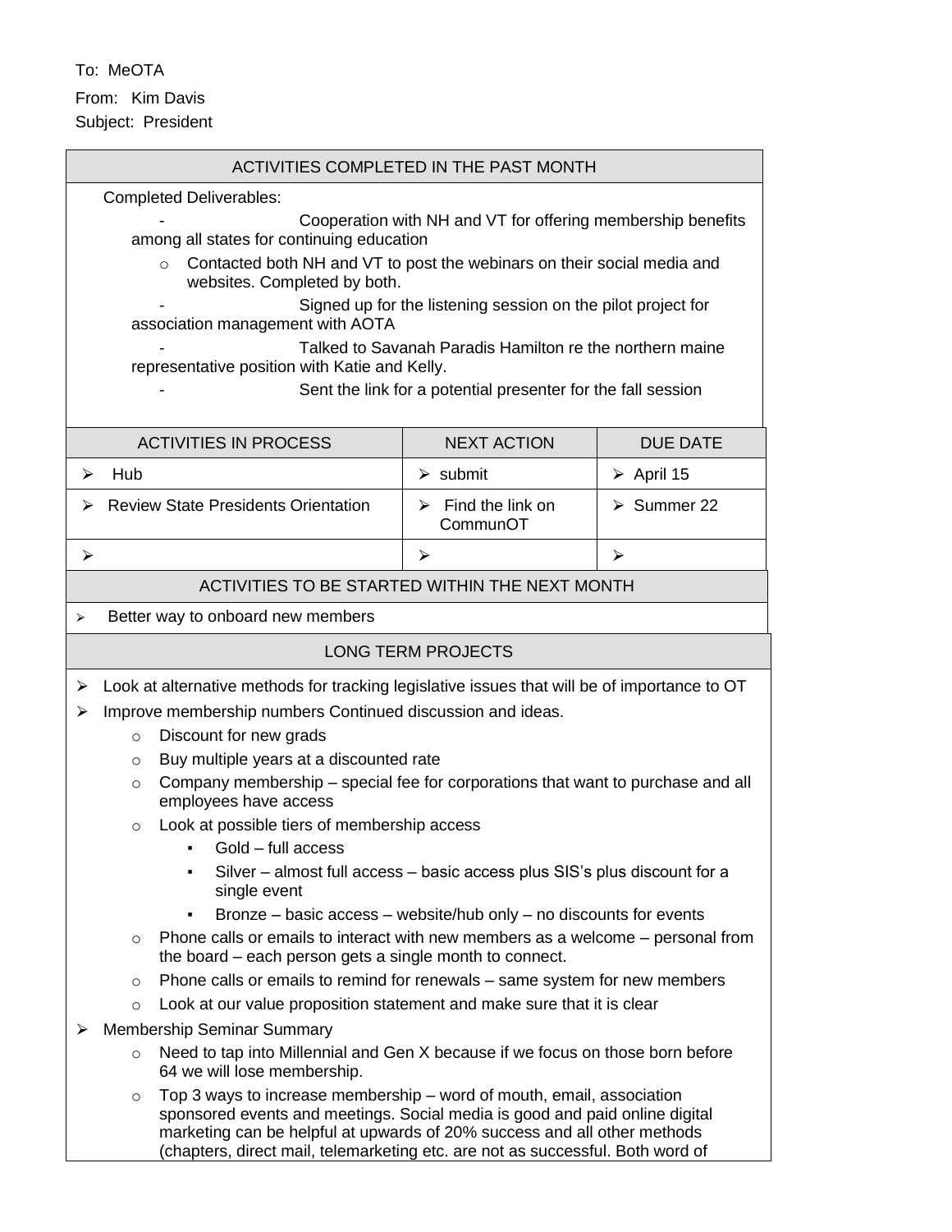To: MeOTA

From: Kim Davis

Subject: President

## ACTIVITIES COMPLETED IN THE PAST MONTH

Completed Deliverables:

- Cooperation with NH and VT for offering membership benefits among all states for continuing education
  - Contacted both NH and VT to post the webinars on their social media and websites. Completed by both.
- Signed up for the listening session on the pilot project for association management with AOTA
- Talked to Savanah Paradis Hamilton re the northern maine representative position with Katie and Kelly.
- Sent the link for a potential presenter for the fall session

| ACTIVITIES IN PROCESS | NEXT ACTION | DUE DATE |
|---|---|---|
| Hub | submit | April 15 |
| Review State Presidents Orientation | Find the link on CommunOT | Summer 22 |
| | | |

## ACTIVITIES TO BE STARTED WITHIN THE NEXT MONTH

- Better way to onboard new members

## LONG TERM PROJECTS

- Look at alternative methods for tracking legislative issues that will be of importance to OT
- Improve membership numbers Continued discussion and ideas.
  - Discount for new grads
  - Buy multiple years at a discounted rate
  - Company membership – special fee for corporations that want to purchase and all employees have access
  - Look at possible tiers of membership access
    - Gold – full access
    - Silver – almost full access – basic access plus SIS's plus discount for a single event
    - Bronze – basic access – website/hub only – no discounts for events
  - Phone calls or emails to interact with new members as a welcome – personal from the board – each person gets a single month to connect.
  - Phone calls or emails to remind for renewals – same system for new members
  - Look at our value proposition statement and make sure that it is clear
- Membership Seminar Summary
  - Need to tap into Millennial and Gen X because if we focus on those born before 64 we will lose membership.
  - Top 3 ways to increase membership – word of mouth, email, association sponsored events and meetings. Social media is good and paid online digital marketing can be helpful at upwards of 20% success and all other methods (chapters, direct mail, telemarketing etc. are not as successful. Both word of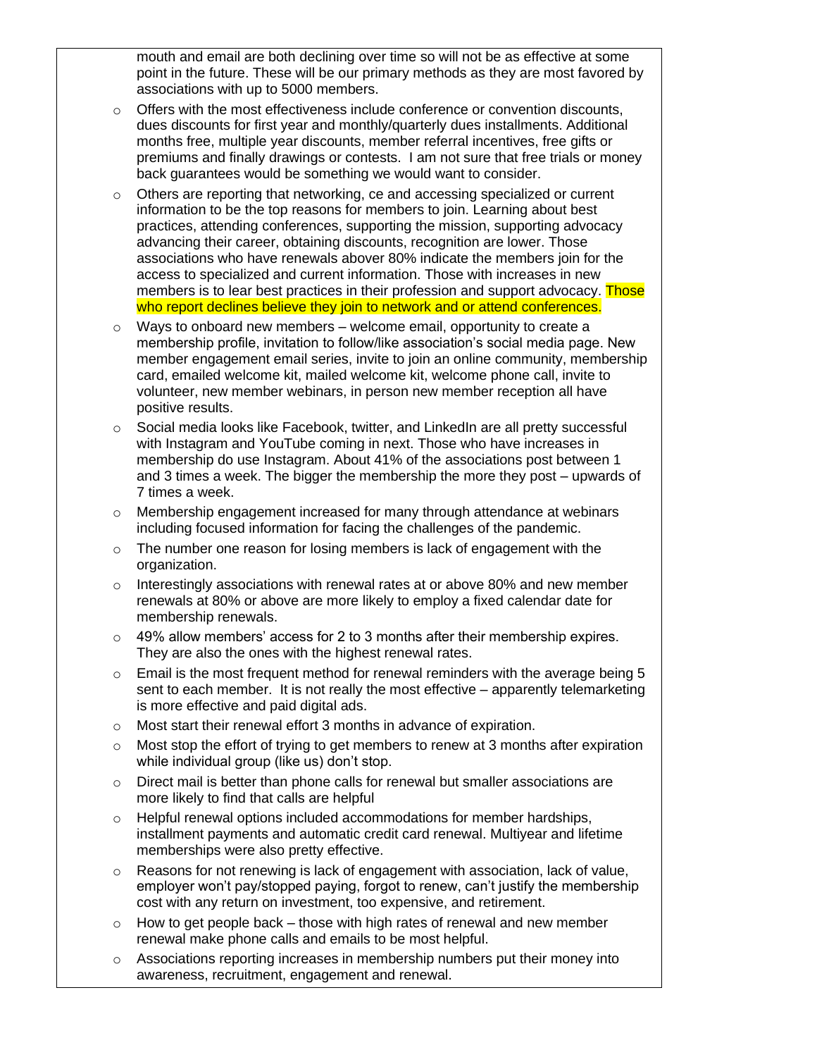mouth and email are both declining over time so will not be as effective at some point in the future. These will be our primary methods as they are most favored by associations with up to 5000 members.

- Offers with the most effectiveness include conference or convention discounts, dues discounts for first year and monthly/quarterly dues installments. Additional months free, multiple year discounts, member referral incentives, free gifts or premiums and finally drawings or contests. I am not sure that free trials or money back guarantees would be something we would want to consider.
- Others are reporting that networking, ce and accessing specialized or current information to be the top reasons for members to join. Learning about best practices, attending conferences, supporting the mission, supporting advocacy advancing their career, obtaining discounts, recognition are lower. Those associations who have renewals above 80% indicate the members join for the access to specialized and current information. Those with increases in new members is to lear best practices in their profession and support advocacy. Those who report declines believe they join to network and or attend conferences.
- Ways to onboard new members – welcome email, opportunity to create a membership profile, invitation to follow/like association's social media page. New member engagement email series, invite to join an online community, membership card, emailed welcome kit, mailed welcome kit, welcome phone call, invite to volunteer, new member webinars, in person new member reception all have positive results.
- Social media looks like Facebook, twitter, and LinkedIn are all pretty successful with Instagram and YouTube coming in next. Those who have increases in membership do use Instagram. About 41% of the associations post between 1 and 3 times a week. The bigger the membership the more they post – upwards of 7 times a week.
- Membership engagement increased for many through attendance at webinars including focused information for facing the challenges of the pandemic.
- The number one reason for losing members is lack of engagement with the organization.
- Interestingly associations with renewal rates at or above 80% and new member renewals at 80% or above are more likely to employ a fixed calendar date for membership renewals.
- 49% allow members' access for 2 to 3 months after their membership expires. They are also the ones with the highest renewal rates.
- Email is the most frequent method for renewal reminders with the average being 5 sent to each member. It is not really the most effective – apparently telemarketing is more effective and paid digital ads.
- Most start their renewal effort 3 months in advance of expiration.
- Most stop the effort of trying to get members to renew at 3 months after expiration while individual group (like us) don't stop.
- Direct mail is better than phone calls for renewal but smaller associations are more likely to find that calls are helpful
- Helpful renewal options included accommodations for member hardships, installment payments and automatic credit card renewal. Multiyear and lifetime memberships were also pretty effective.
- Reasons for not renewing is lack of engagement with association, lack of value, employer won't pay/stopped paying, forgot to renew, can't justify the membership cost with any return on investment, too expensive, and retirement.
- How to get people back – those with high rates of renewal and new member renewal make phone calls and emails to be most helpful.
- Associations reporting increases in membership numbers put their money into awareness, recruitment, engagement and renewal.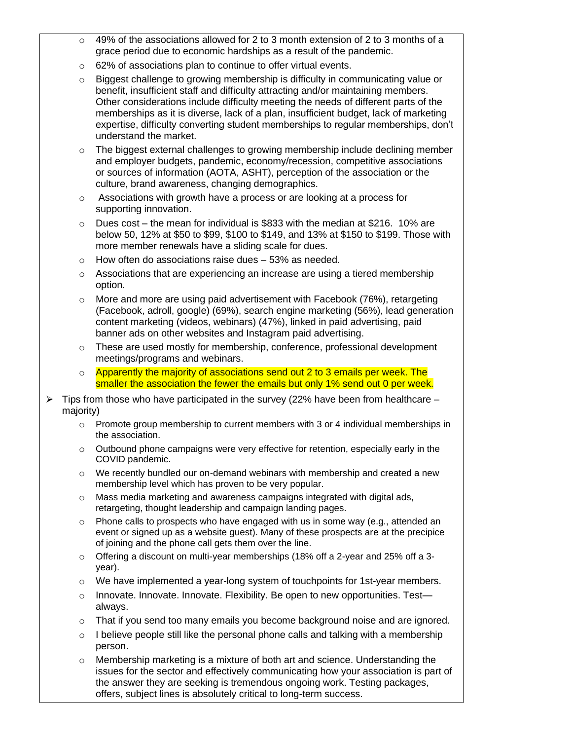- 49% of the associations allowed for 2 to 3 month extension of 2 to 3 months of a grace period due to economic hardships as a result of the pandemic.
  - 62% of associations plan to continue to offer virtual events.
  - Biggest challenge to growing membership is difficulty in communicating value or benefit, insufficient staff and difficulty attracting and/or maintaining members. Other considerations include difficulty meeting the needs of different parts of the memberships as it is diverse, lack of a plan, insufficient budget, lack of marketing expertise, difficulty converting student memberships to regular memberships, don't understand the market.
  - The biggest external challenges to growing membership include declining member and employer budgets, pandemic, economy/recession, competitive associations or sources of information (AOTA, ASHT), perception of the association or the culture, brand awareness, changing demographics.
  - Associations with growth have a process or are looking at a process for supporting innovation.
  - Dues cost – the mean for individual is $833 with the median at $216. 10% are below 50, 12% at $50 to $99, $100 to $149, and 13% at $150 to $199. Those with more member renewals have a sliding scale for dues.
  - How often do associations raise dues – 53% as needed.
  - Associations that are experiencing an increase are using a tiered membership option.
  - More and more are using paid advertisement with Facebook (76%), retargeting (Facebook, adroll, google) (69%), search engine marketing (56%), lead generation content marketing (videos, webinars) (47%), linked in paid advertising, paid banner ads on other websites and Instagram paid advertising.
  - These are used mostly for membership, conference, professional development meetings/programs and webinars.
  - Apparently the majority of associations send out 2 to 3 emails per week. The smaller the association the fewer the emails but only 1% send out 0 per week.
- Tips from those who have participated in the survey (22% have been from healthcare – majority)
  - Promote group membership to current members with 3 or 4 individual memberships in the association.
  - Outbound phone campaigns were very effective for retention, especially early in the COVID pandemic.
  - We recently bundled our on-demand webinars with membership and created a new membership level which has proven to be very popular.
  - Mass media marketing and awareness campaigns integrated with digital ads, retargeting, thought leadership and campaign landing pages.
  - Phone calls to prospects who have engaged with us in some way (e.g., attended an event or signed up as a website guest). Many of these prospects are at the precipice of joining and the phone call gets them over the line.
  - Offering a discount on multi-year memberships (18% off a 2-year and 25% off a 3-year).
  - We have implemented a year-long system of touchpoints for 1st-year members.
  - Innovate. Innovate. Innovate. Flexibility. Be open to new opportunities. Test—always.
  - That if you send too many emails you become background noise and are ignored.
  - I believe people still like the personal phone calls and talking with a membership person.
  - Membership marketing is a mixture of both art and science. Understanding the issues for the sector and effectively communicating how your association is part of the answer they are seeking is tremendous ongoing work. Testing packages, offers, subject lines is absolutely critical to long-term success.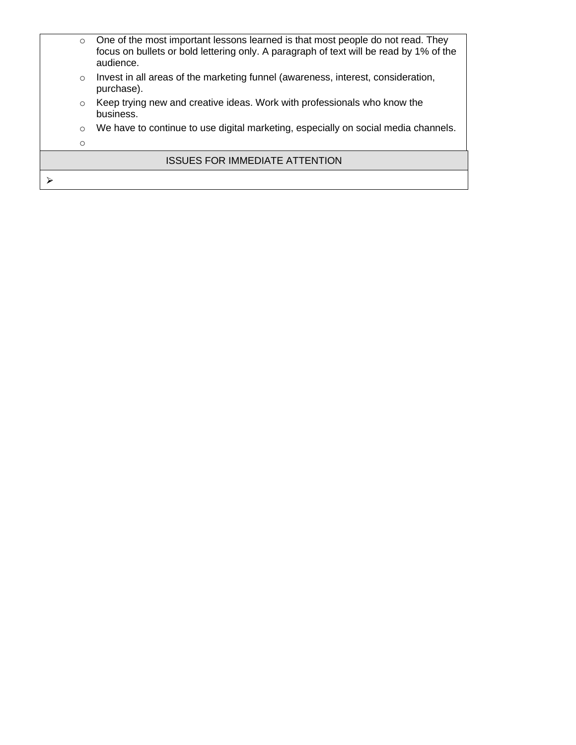- One of the most important lessons learned is that most people do not read. They focus on bullets or bold lettering only. A paragraph of text will be read by 1% of the audience.
- Invest in all areas of the marketing funnel (awareness, interest, consideration, purchase).
- Keep trying new and creative ideas. Work with professionals who know the business.
- We have to continue to use digital marketing, especially on social media channels.

| ISSUES FOR IMMEDIATE ATTENTION |
| --- |
| ➢ |